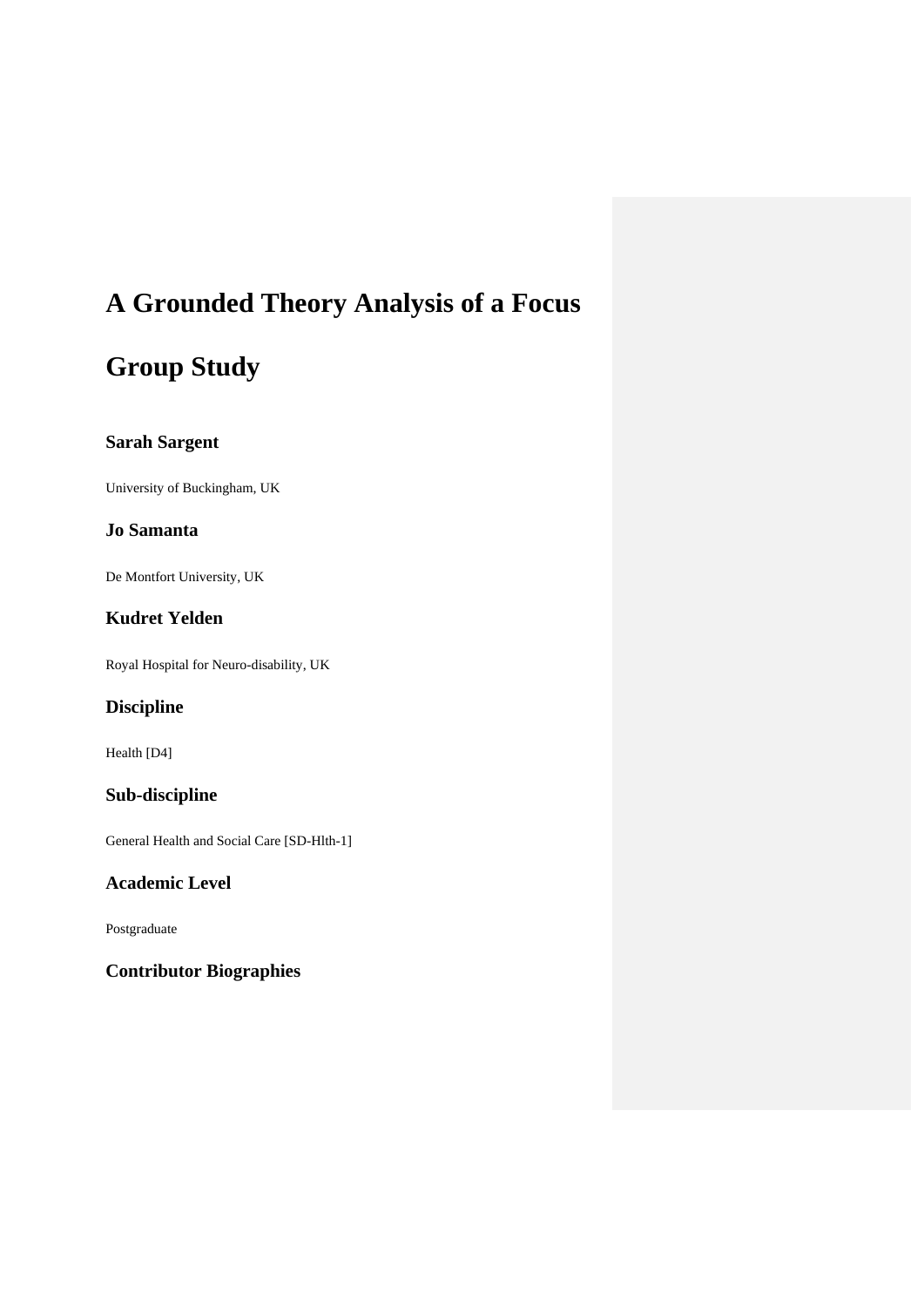# A Grounded Theory Analysis of a Focus Group Study

### Sarah Sargent

University of Buckingham, UK

### Jo Samanta

De Montfort University, UK

### Kudret Yelden

Royal Hospital for Neuro-disability, UK

### Discipline

Health [D4]

### Sub-discipline

General Health and Social Care [SD-Hlth-1]

### Academic Level

Postgraduate

### Contributor Biographies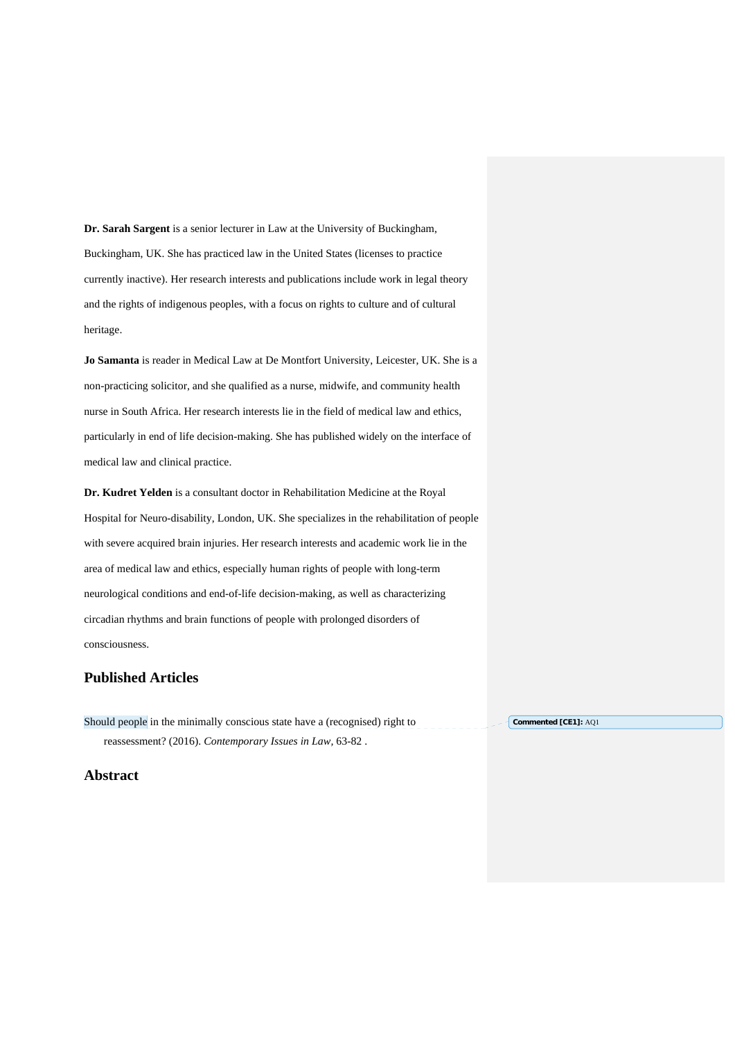**Dr. Sarah Sargent** is a senior lecturer in Law at the University of Buckingham, Buckingham, UK. She has practiced law in the United States (licenses to practice currently inactive). Her research interests and publications include work in legal theory and the rights of indigenous peoples, with a focus on rights to culture and of cultural heritage.

**Jo Samanta** is reader in Medical Law at De Montfort University, Leicester, UK. She is a non-practicing solicitor, and she qualified as a nurse, midwife, and community health nurse in South Africa. Her research interests lie in the field of medical law and ethics, particularly in end of life decision-making. She has published widely on the interface of medical law and clinical practice.

**Dr. Kudret Yelden** is a consultant doctor in Rehabilitation Medicine at the Royal Hospital for Neuro-disability, London, UK. She specializes in the rehabilitation of people with severe acquired brain injuries. Her research interests and academic work lie in the area of medical law and ethics, especially human rights of people with long-term neurological conditions and end-of-life decision-making, as well as characterizing circadian rhythms and brain functions of people with prolonged disorders of consciousness.

## Published Articles

Should people in the minimally conscious state have a (recognised) right to reassessment? (2016). *Contemporary Issues in Law,* 63-82 .

**Commented [CE1]:** AQ1

## Abstract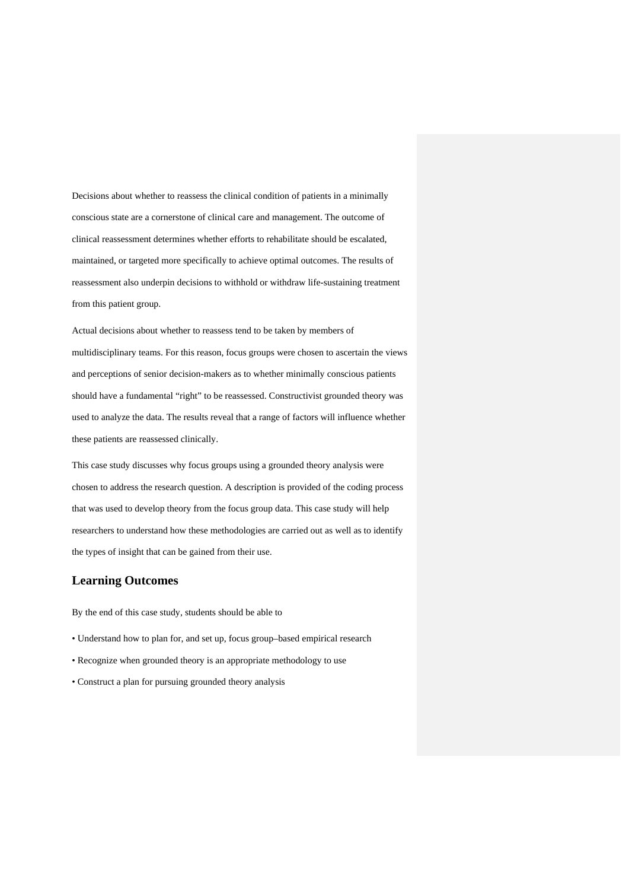Decisions about whether to reassess the clinical condition of patients in a minimally conscious state are a cornerstone of clinical care and management. The outcome of clinical reassessment determines whether efforts to rehabilitate should be escalated, maintained, or targeted more specifically to achieve optimal outcomes. The results of reassessment also underpin decisions to withhold or withdraw life-sustaining treatment from this patient group.

Actual decisions about whether to reassess tend to be taken by members of multidisciplinary teams. For this reason, focus groups were chosen to ascertain the views and perceptions of senior decision-makers as to whether minimally conscious patients should have a fundamental "right" to be reassessed. Constructivist grounded theory was used to analyze the data. The results reveal that a range of factors will influence whether these patients are reassessed clinically.

This case study discusses why focus groups using a grounded theory analysis were chosen to address the research question. A description is provided of the coding process that was used to develop theory from the focus group data. This case study will help researchers to understand how these methodologies are carried out as well as to identify the types of insight that can be gained from their use.

## Learning Outcomes

By the end of this case study, students should be able to

- Understand how to plan for, and set up, focus group–based empirical research
- Recognize when grounded theory is an appropriate methodology to use
- Construct a plan for pursuing grounded theory analysis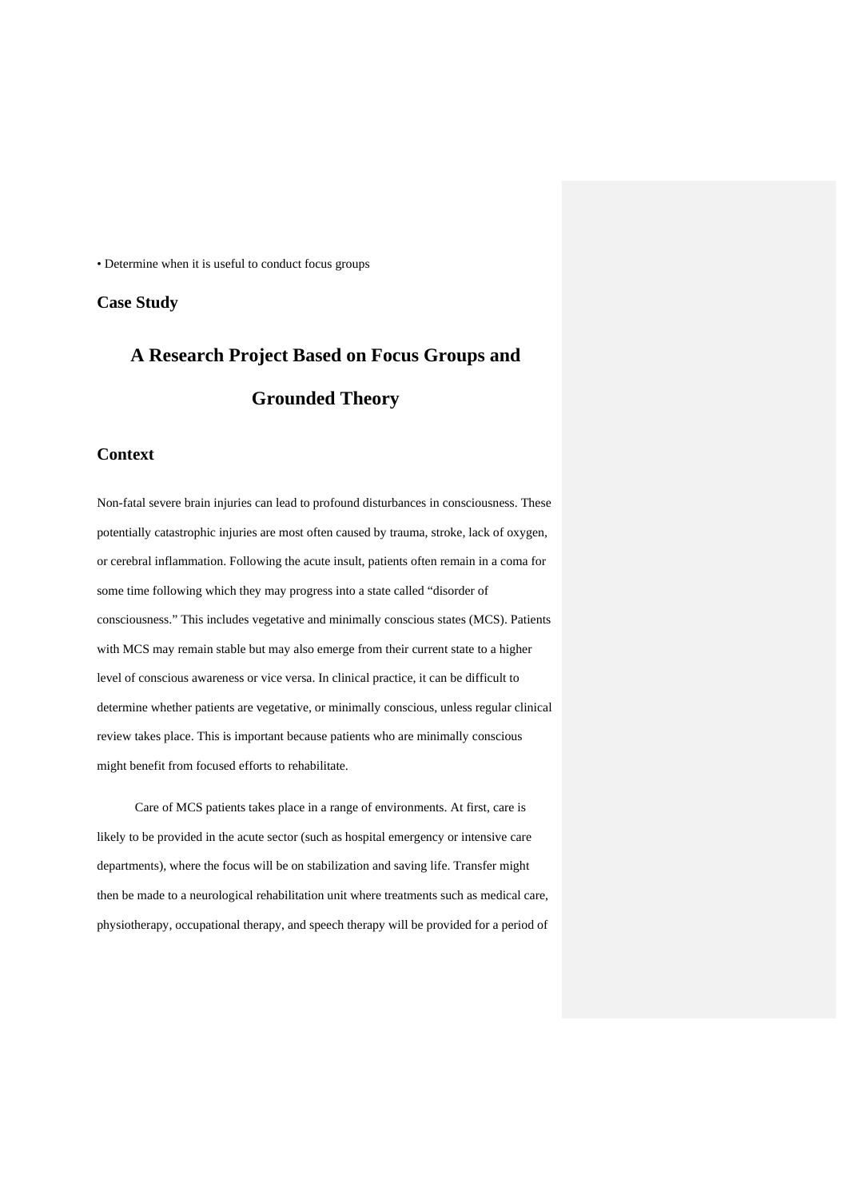- Determine when it is useful to conduct focus groups

## Case Study

# A Research Project Based on Focus Groups and Grounded Theory

## Context

Non-fatal severe brain injuries can lead to profound disturbances in consciousness. These potentially catastrophic injuries are most often caused by trauma, stroke, lack of oxygen, or cerebral inflammation. Following the acute insult, patients often remain in a coma for some time following which they may progress into a state called "disorder of consciousness." This includes vegetative and minimally conscious states (MCS). Patients with MCS may remain stable but may also emerge from their current state to a higher level of conscious awareness or vice versa. In clinical practice, it can be difficult to determine whether patients are vegetative, or minimally conscious, unless regular clinical review takes place. This is important because patients who are minimally conscious might benefit from focused efforts to rehabilitate.

Care of MCS patients takes place in a range of environments. At first, care is likely to be provided in the acute sector (such as hospital emergency or intensive care departments), where the focus will be on stabilization and saving life. Transfer might then be made to a neurological rehabilitation unit where treatments such as medical care, physiotherapy, occupational therapy, and speech therapy will be provided for a period of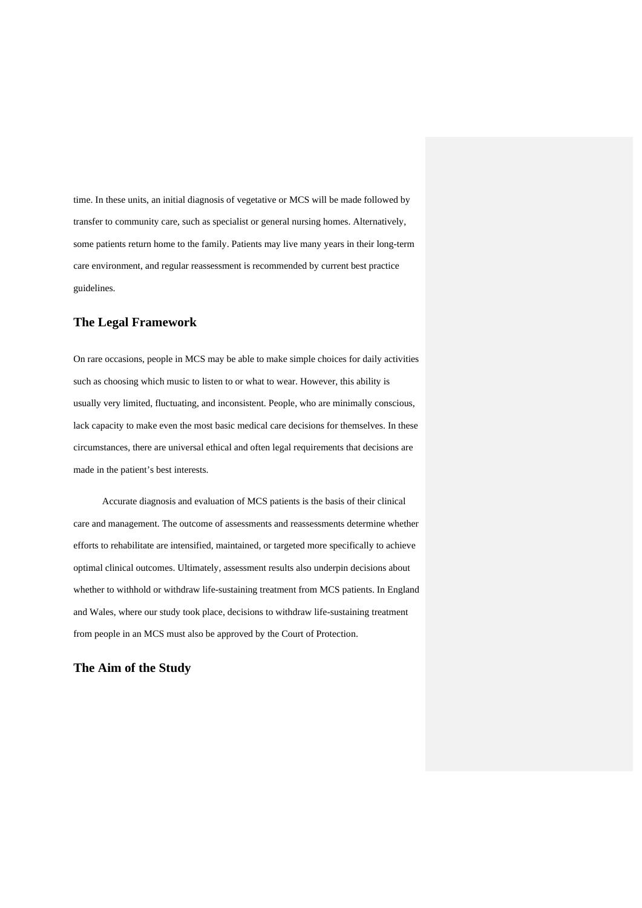time. In these units, an initial diagnosis of vegetative or MCS will be made followed by transfer to community care, such as specialist or general nursing homes. Alternatively, some patients return home to the family. Patients may live many years in their long-term care environment, and regular reassessment is recommended by current best practice guidelines.

## The Legal Framework

On rare occasions, people in MCS may be able to make simple choices for daily activities such as choosing which music to listen to or what to wear. However, this ability is usually very limited, fluctuating, and inconsistent. People, who are minimally conscious, lack capacity to make even the most basic medical care decisions for themselves. In these circumstances, there are universal ethical and often legal requirements that decisions are made in the patient's best interests.

Accurate diagnosis and evaluation of MCS patients is the basis of their clinical care and management. The outcome of assessments and reassessments determine whether efforts to rehabilitate are intensified, maintained, or targeted more specifically to achieve optimal clinical outcomes. Ultimately, assessment results also underpin decisions about whether to withhold or withdraw life-sustaining treatment from MCS patients. In England and Wales, where our study took place, decisions to withdraw life-sustaining treatment from people in an MCS must also be approved by the Court of Protection.

## The Aim of the Study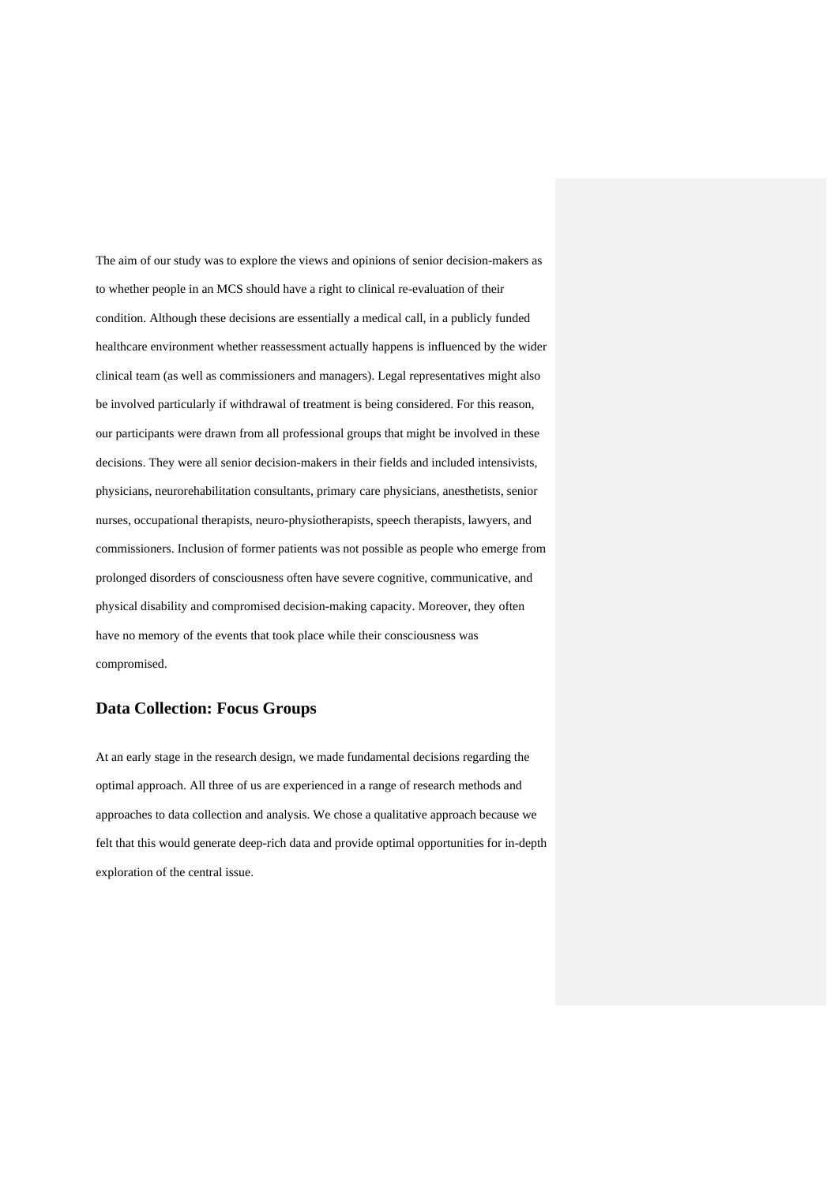The aim of our study was to explore the views and opinions of senior decision-makers as to whether people in an MCS should have a right to clinical re-evaluation of their condition. Although these decisions are essentially a medical call, in a publicly funded healthcare environment whether reassessment actually happens is influenced by the wider clinical team (as well as commissioners and managers). Legal representatives might also be involved particularly if withdrawal of treatment is being considered. For this reason, our participants were drawn from all professional groups that might be involved in these decisions. They were all senior decision-makers in their fields and included intensivists, physicians, neurorehabilitation consultants, primary care physicians, anesthetists, senior nurses, occupational therapists, neuro-physiotherapists, speech therapists, lawyers, and commissioners. Inclusion of former patients was not possible as people who emerge from prolonged disorders of consciousness often have severe cognitive, communicative, and physical disability and compromised decision-making capacity. Moreover, they often have no memory of the events that took place while their consciousness was compromised.

## Data Collection: Focus Groups

At an early stage in the research design, we made fundamental decisions regarding the optimal approach. All three of us are experienced in a range of research methods and approaches to data collection and analysis. We chose a qualitative approach because we felt that this would generate deep-rich data and provide optimal opportunities for in-depth exploration of the central issue.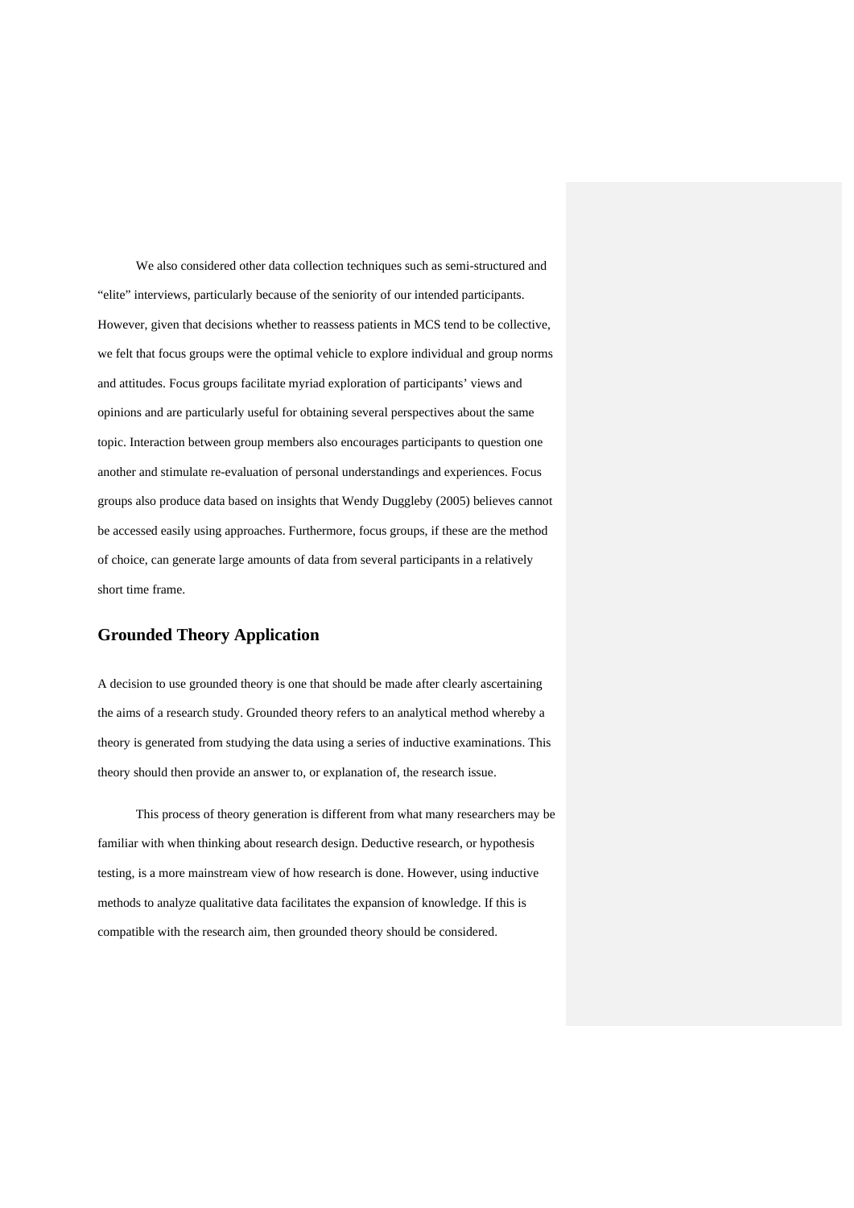We also considered other data collection techniques such as semi-structured and "elite" interviews, particularly because of the seniority of our intended participants. However, given that decisions whether to reassess patients in MCS tend to be collective, we felt that focus groups were the optimal vehicle to explore individual and group norms and attitudes. Focus groups facilitate myriad exploration of participants' views and opinions and are particularly useful for obtaining several perspectives about the same topic. Interaction between group members also encourages participants to question one another and stimulate re-evaluation of personal understandings and experiences. Focus groups also produce data based on insights that Wendy Duggleby (2005) believes cannot be accessed easily using approaches. Furthermore, focus groups, if these are the method of choice, can generate large amounts of data from several participants in a relatively short time frame.

## Grounded Theory Application

A decision to use grounded theory is one that should be made after clearly ascertaining the aims of a research study. Grounded theory refers to an analytical method whereby a theory is generated from studying the data using a series of inductive examinations. This theory should then provide an answer to, or explanation of, the research issue.

This process of theory generation is different from what many researchers may be familiar with when thinking about research design. Deductive research, or hypothesis testing, is a more mainstream view of how research is done. However, using inductive methods to analyze qualitative data facilitates the expansion of knowledge. If this is compatible with the research aim, then grounded theory should be considered.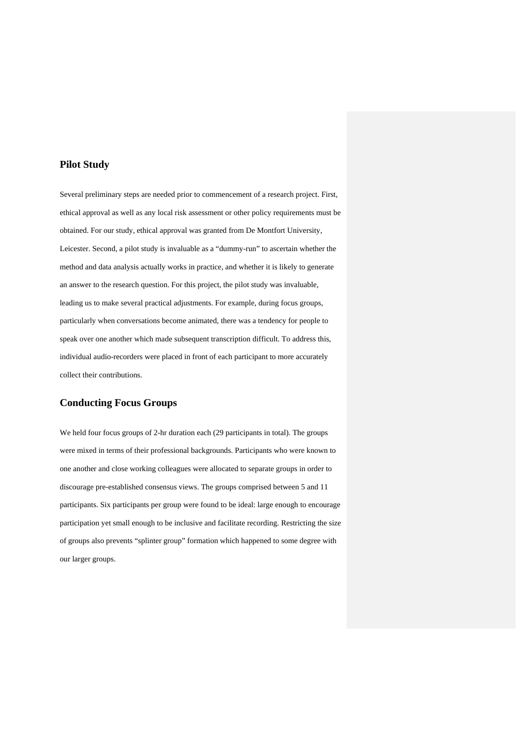## Pilot Study

Several preliminary steps are needed prior to commencement of a research project. First, ethical approval as well as any local risk assessment or other policy requirements must be obtained. For our study, ethical approval was granted from De Montfort University, Leicester. Second, a pilot study is invaluable as a "dummy-run" to ascertain whether the method and data analysis actually works in practice, and whether it is likely to generate an answer to the research question. For this project, the pilot study was invaluable, leading us to make several practical adjustments. For example, during focus groups, particularly when conversations become animated, there was a tendency for people to speak over one another which made subsequent transcription difficult. To address this, individual audio-recorders were placed in front of each participant to more accurately collect their contributions.

## Conducting Focus Groups

We held four focus groups of 2-hr duration each (29 participants in total). The groups were mixed in terms of their professional backgrounds. Participants who were known to one another and close working colleagues were allocated to separate groups in order to discourage pre-established consensus views. The groups comprised between 5 and 11 participants. Six participants per group were found to be ideal: large enough to encourage participation yet small enough to be inclusive and facilitate recording. Restricting the size of groups also prevents "splinter group" formation which happened to some degree with our larger groups.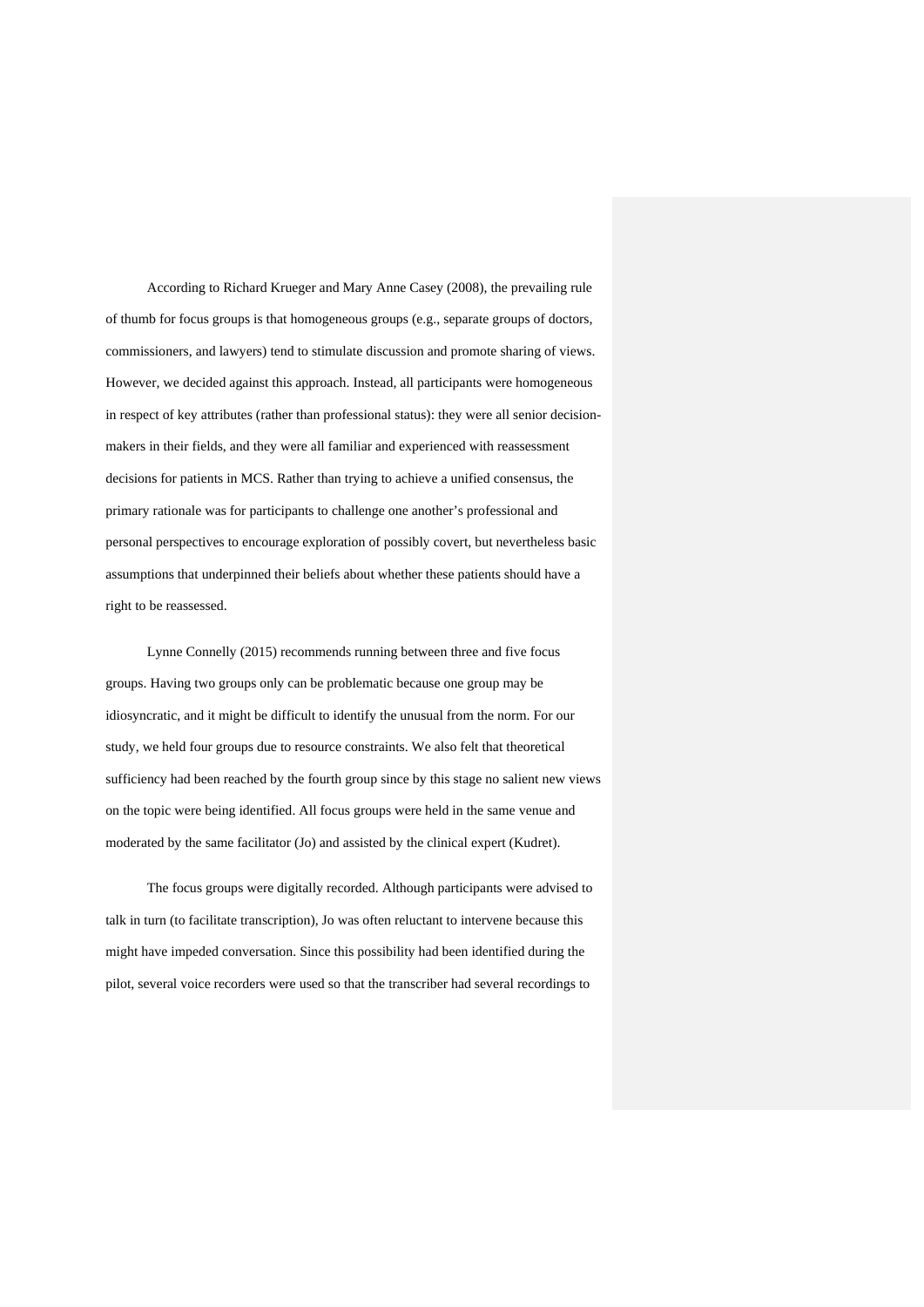According to Richard Krueger and Mary Anne Casey (2008), the prevailing rule of thumb for focus groups is that homogeneous groups (e.g., separate groups of doctors, commissioners, and lawyers) tend to stimulate discussion and promote sharing of views. However, we decided against this approach. Instead, all participants were homogeneous in respect of key attributes (rather than professional status): they were all senior decision-makers in their fields, and they were all familiar and experienced with reassessment decisions for patients in MCS. Rather than trying to achieve a unified consensus, the primary rationale was for participants to challenge one another's professional and personal perspectives to encourage exploration of possibly covert, but nevertheless basic assumptions that underpinned their beliefs about whether these patients should have a right to be reassessed.

Lynne Connelly (2015) recommends running between three and five focus groups. Having two groups only can be problematic because one group may be idiosyncratic, and it might be difficult to identify the unusual from the norm. For our study, we held four groups due to resource constraints. We also felt that theoretical sufficiency had been reached by the fourth group since by this stage no salient new views on the topic were being identified. All focus groups were held in the same venue and moderated by the same facilitator (Jo) and assisted by the clinical expert (Kudret).

The focus groups were digitally recorded. Although participants were advised to talk in turn (to facilitate transcription), Jo was often reluctant to intervene because this might have impeded conversation. Since this possibility had been identified during the pilot, several voice recorders were used so that the transcriber had several recordings to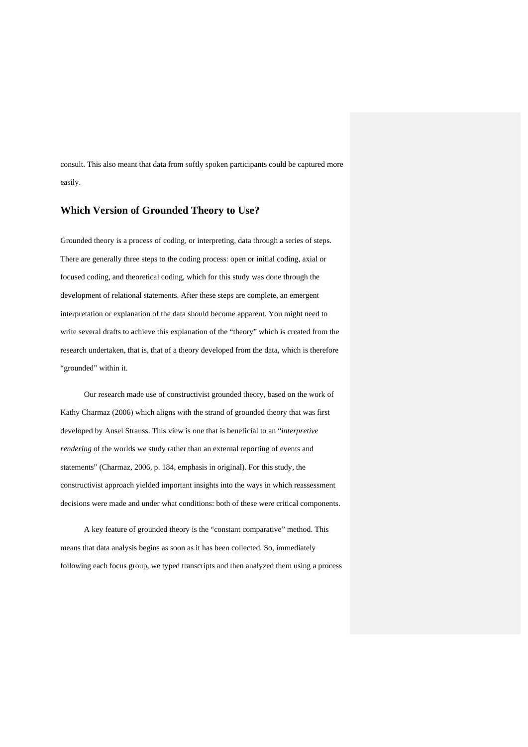consult. This also meant that data from softly spoken participants could be captured more easily.

## Which Version of Grounded Theory to Use?

Grounded theory is a process of coding, or interpreting, data through a series of steps. There are generally three steps to the coding process: open or initial coding, axial or focused coding, and theoretical coding, which for this study was done through the development of relational statements. After these steps are complete, an emergent interpretation or explanation of the data should become apparent. You might need to write several drafts to achieve this explanation of the "theory" which is created from the research undertaken, that is, that of a theory developed from the data, which is therefore "grounded" within it.

Our research made use of constructivist grounded theory, based on the work of Kathy Charmaz (2006) which aligns with the strand of grounded theory that was first developed by Ansel Strauss. This view is one that is beneficial to an "*interpretive rendering* of the worlds we study rather than an external reporting of events and statements" (Charmaz, 2006, p. 184, emphasis in original). For this study, the constructivist approach yielded important insights into the ways in which reassessment decisions were made and under what conditions: both of these were critical components.

A key feature of grounded theory is the "constant comparative" method. This means that data analysis begins as soon as it has been collected. So, immediately following each focus group, we typed transcripts and then analyzed them using a process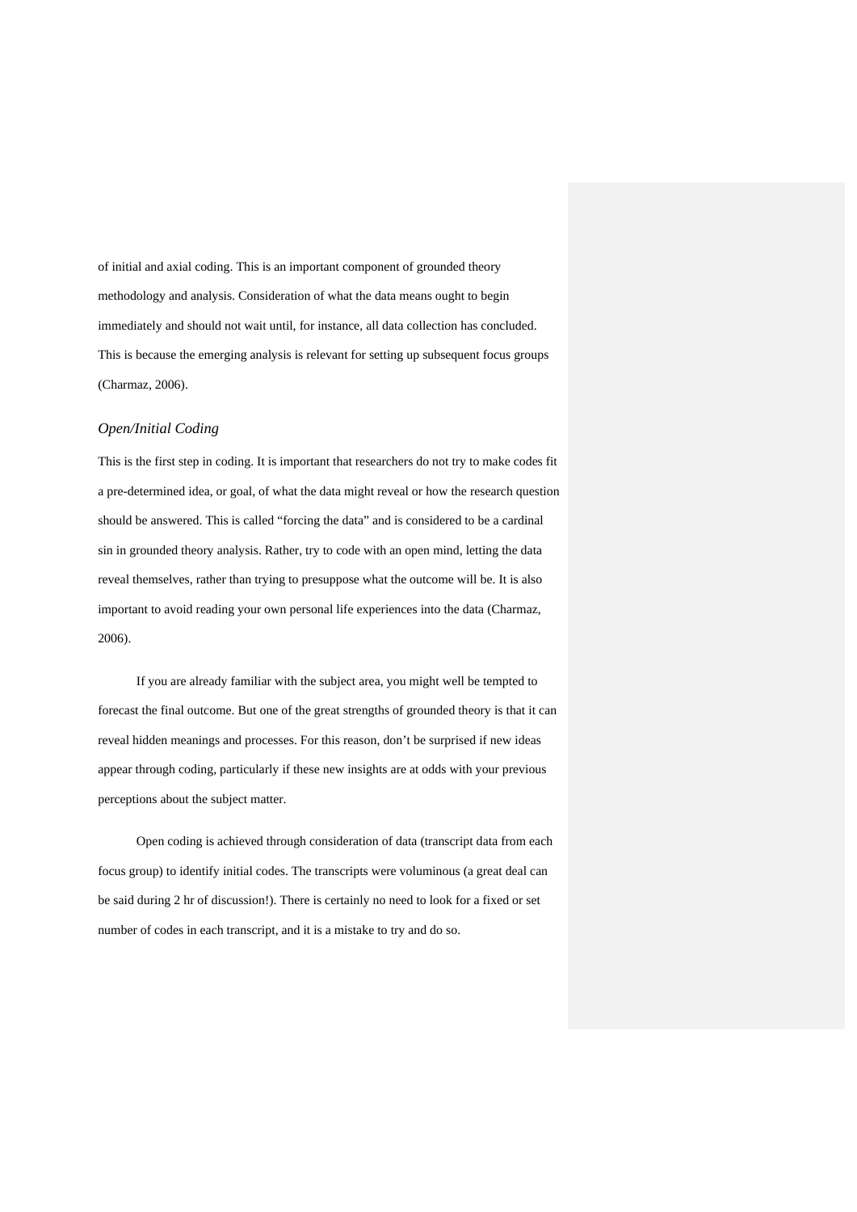of initial and axial coding. This is an important component of grounded theory methodology and analysis. Consideration of what the data means ought to begin immediately and should not wait until, for instance, all data collection has concluded. This is because the emerging analysis is relevant for setting up subsequent focus groups (Charmaz, 2006).

### *Open/Initial Coding*

This is the first step in coding. It is important that researchers do not try to make codes fit a pre-determined idea, or goal, of what the data might reveal or how the research question should be answered. This is called "forcing the data" and is considered to be a cardinal sin in grounded theory analysis. Rather, try to code with an open mind, letting the data reveal themselves, rather than trying to presuppose what the outcome will be. It is also important to avoid reading your own personal life experiences into the data (Charmaz, 2006).

If you are already familiar with the subject area, you might well be tempted to forecast the final outcome. But one of the great strengths of grounded theory is that it can reveal hidden meanings and processes. For this reason, don't be surprised if new ideas appear through coding, particularly if these new insights are at odds with your previous perceptions about the subject matter.

Open coding is achieved through consideration of data (transcript data from each focus group) to identify initial codes. The transcripts were voluminous (a great deal can be said during 2 hr of discussion!). There is certainly no need to look for a fixed or set number of codes in each transcript, and it is a mistake to try and do so.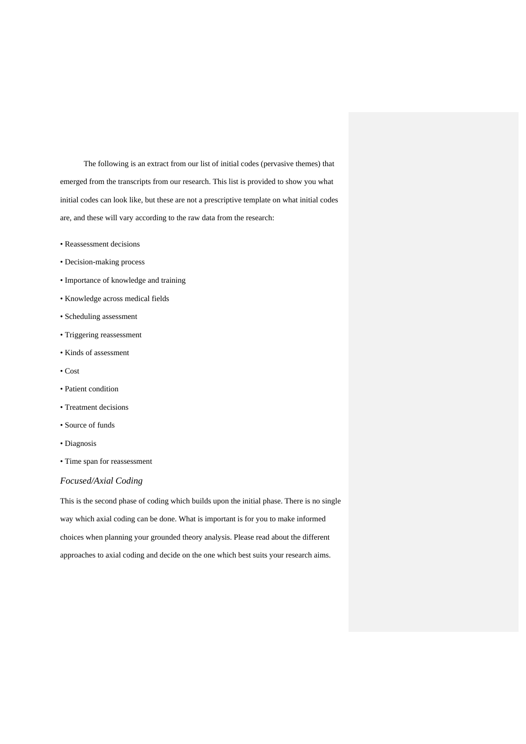The following is an extract from our list of initial codes (pervasive themes) that emerged from the transcripts from our research. This list is provided to show you what initial codes can look like, but these are not a prescriptive template on what initial codes are, and these will vary according to the raw data from the research:

- Reassessment decisions
- Decision-making process
- Importance of knowledge and training
- Knowledge across medical fields
- Scheduling assessment
- Triggering reassessment
- Kinds of assessment
- Cost
- Patient condition
- Treatment decisions
- Source of funds
- Diagnosis
- Time span for reassessment

### *Focused/Axial Coding*

This is the second phase of coding which builds upon the initial phase. There is no single way which axial coding can be done. What is important is for you to make informed choices when planning your grounded theory analysis. Please read about the different approaches to axial coding and decide on the one which best suits your research aims.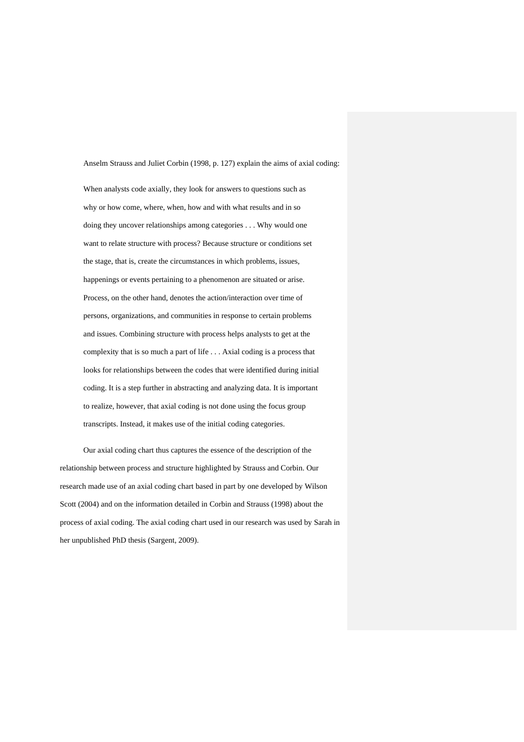Anselm Strauss and Juliet Corbin (1998, p. 127) explain the aims of axial coding:

> When analysts code axially, they look for answers to questions such as why or how come, where, when, how and with what results and in so doing they uncover relationships among categories . . . Why would one want to relate structure with process? Because structure or conditions set the stage, that is, create the circumstances in which problems, issues, happenings or events pertaining to a phenomenon are situated or arise. Process, on the other hand, denotes the action/interaction over time of persons, organizations, and communities in response to certain problems and issues. Combining structure with process helps analysts to get at the complexity that is so much a part of life . . . Axial coding is a process that looks for relationships between the codes that were identified during initial coding. It is a step further in abstracting and analyzing data. It is important to realize, however, that axial coding is not done using the focus group transcripts. Instead, it makes use of the initial coding categories.

Our axial coding chart thus captures the essence of the description of the relationship between process and structure highlighted by Strauss and Corbin. Our research made use of an axial coding chart based in part by one developed by Wilson Scott (2004) and on the information detailed in Corbin and Strauss (1998) about the process of axial coding. The axial coding chart used in our research was used by Sarah in her unpublished PhD thesis (Sargent, 2009).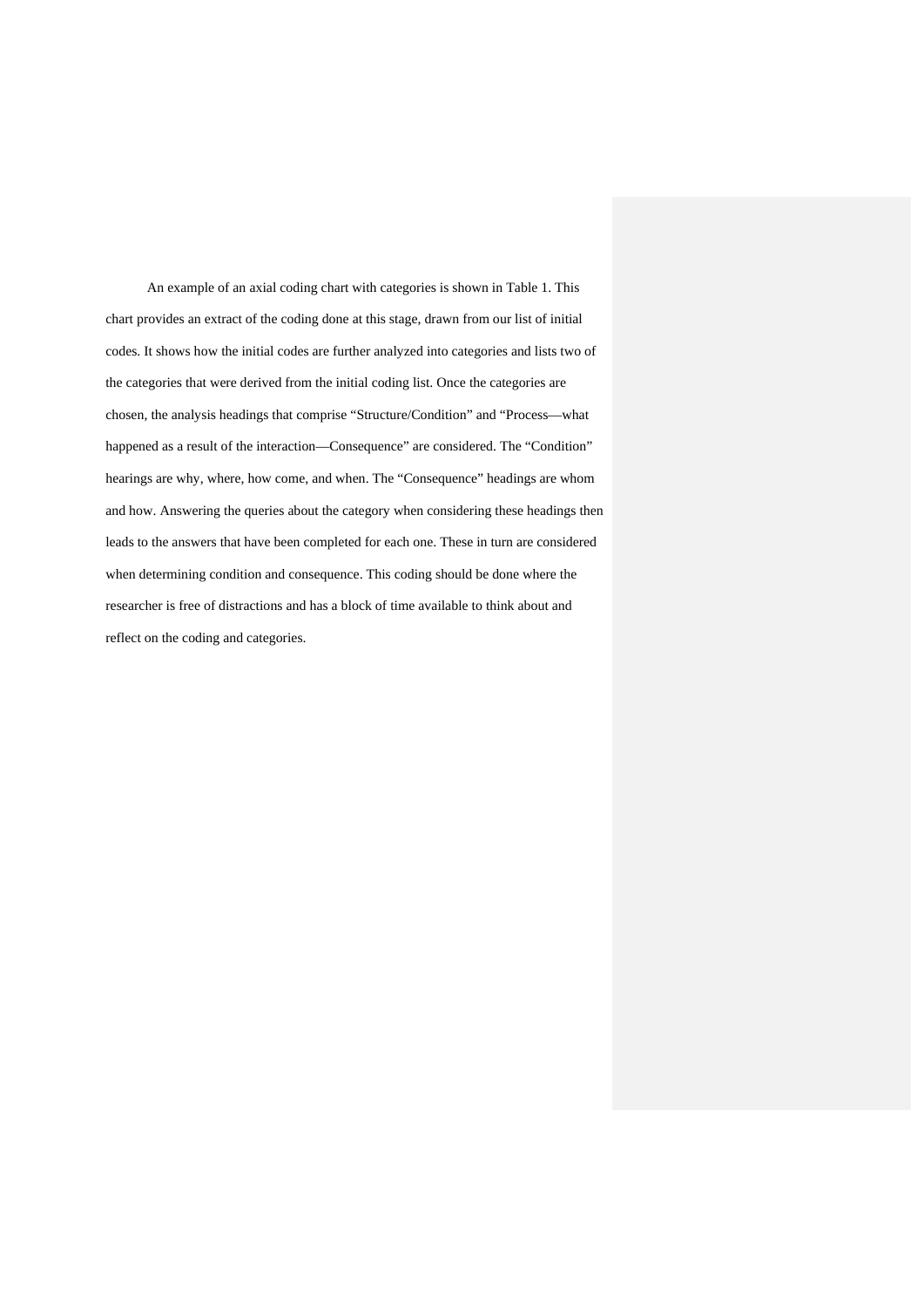An example of an axial coding chart with categories is shown in Table 1. This chart provides an extract of the coding done at this stage, drawn from our list of initial codes. It shows how the initial codes are further analyzed into categories and lists two of the categories that were derived from the initial coding list. Once the categories are chosen, the analysis headings that comprise "Structure/Condition" and "Process—what happened as a result of the interaction—Consequence" are considered. The "Condition" hearings are why, where, how come, and when. The "Consequence" headings are whom and how. Answering the queries about the category when considering these headings then leads to the answers that have been completed for each one. These in turn are considered when determining condition and consequence. This coding should be done where the researcher is free of distractions and has a block of time available to think about and reflect on the coding and categories.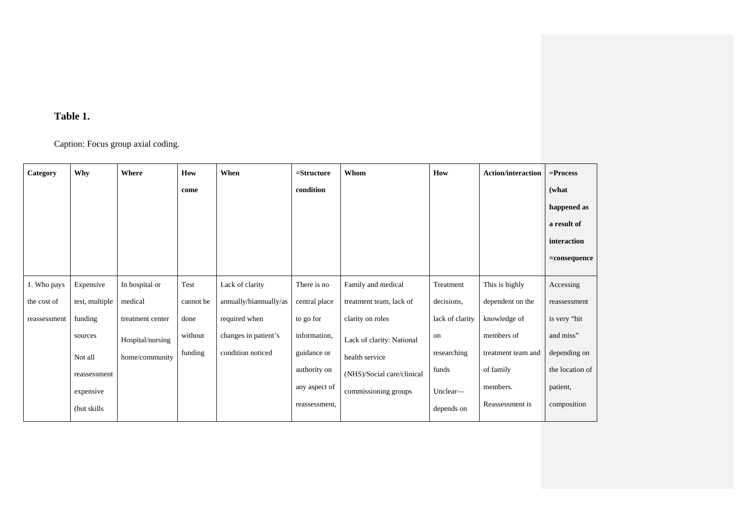**Table 1.**

Caption: Focus group axial coding.

| Category | Why | Where | How come | When | =Structure condition | Whom | How | Action/interaction | =Process (what happened as a result of interaction =consequence |
|---|---|---|---|---|---|---|---|---|---|
| 1. Who pays the cost of reassessment | Expensive test, multiple funding sources<br><br>Not all reassessment expensive (but skills | In hospital or medical treatment center<br><br>Hospital/nursing home/community | Test cannot be done without funding | Lack of clarity annually/biannually/as required when changes in patient's condition noticed | There is no central place to go for information, guidance or authority on any aspect of reassessment, | Family and medical treatment team, lack of clarity on roles<br><br>Lack of clarity: National health service (NHS)/Social care/clinical commissioning groups | Treatment decisions, lack of clarity on researching funds<br><br>Unclear—depends on | This is highly dependent on the knowledge of members of treatment team and of family members. Reassessment is | Accessing reassessment is very "hit and miss" depending on the location of patient, composition |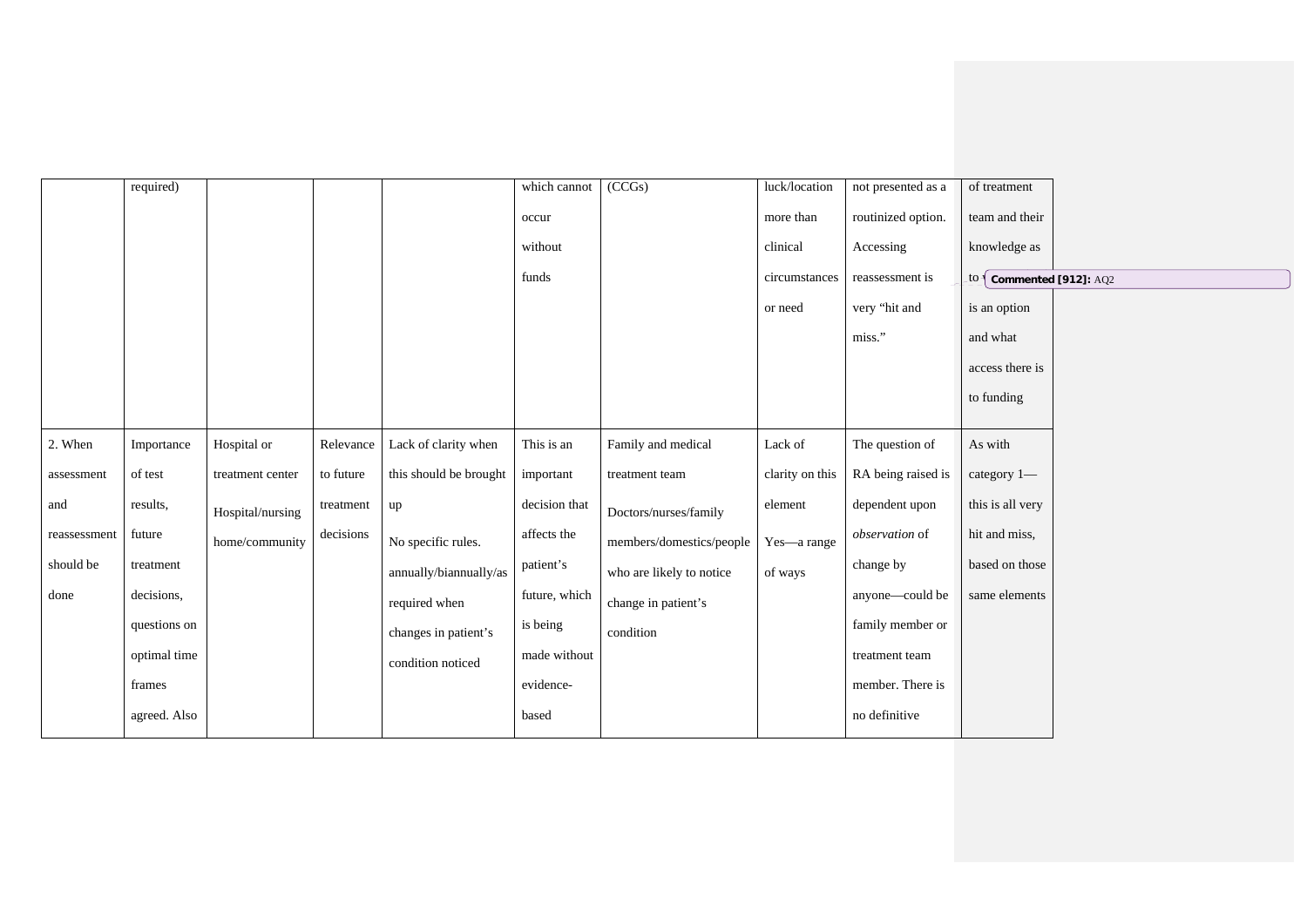|  |  |  |  |  |  |  |  |  |  |
|---|---|---|---|---|---|---|---|---|---|
|  | required) |  |  |  | which cannot occur without funds | (CCGs) | luck/location more than clinical circumstances or need | not presented as a routinized option. Accessing reassessment is very "hit and miss." | of treatment team and their knowledge as to [Commented [912]: AQ2] is an option and what access there is to funding |
| 2. When assessment and reassessment should be done | Importance of test results, future treatment decisions, questions on optimal time frames agreed. Also | Hospital or treatment center<br><br>Hospital/nursing home/community | Relevance to future treatment decisions | Lack of clarity when this should be brought up<br><br>No specific rules. annually/biannually/as required when changes in patient's condition noticed | This is an important decision that affects the patient's future, which is being made without evidence-based | Family and medical treatment team<br><br>Doctors/nurses/family members/domestics/people who are likely to notice change in patient's condition | Lack of clarity on this element<br><br>Yes—a range of ways | The question of RA being raised is dependent upon *observation* of change by anyone—could be family member or treatment team member. There is no definitive | As with category 1—this is all very hit and miss, based on those same elements |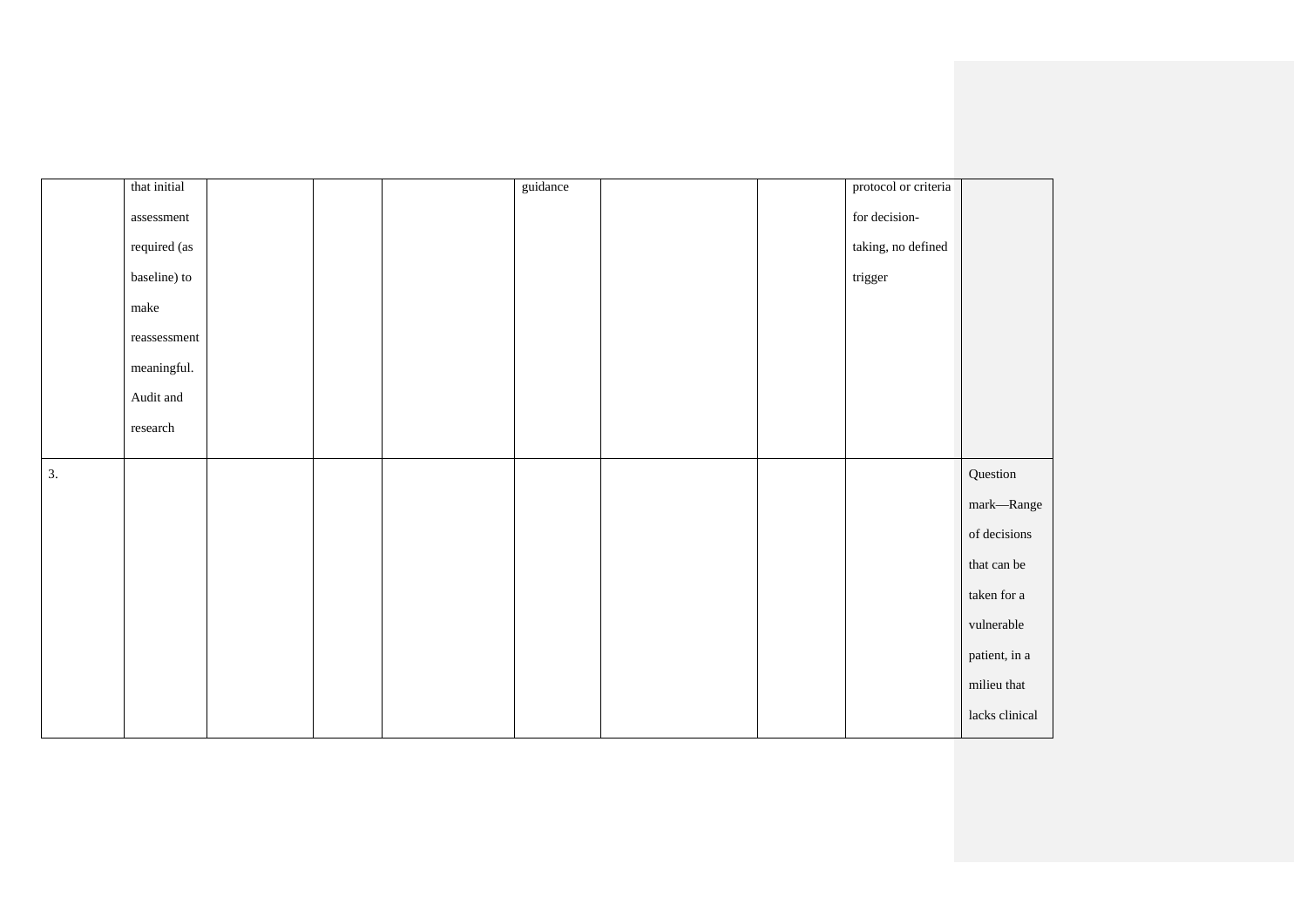| | | | | | | | | | |
|---|---|---|---|---|---|---|---|---|---|
| | that initial assessment required (as baseline) to make reassessment meaningful. Audit and research | | | | guidance | | | protocol or criteria for decision-taking, no defined trigger | |
| 3. | | | | | | | | | Question mark—Range of decisions that can be taken for a vulnerable patient, in a milieu that lacks clinical |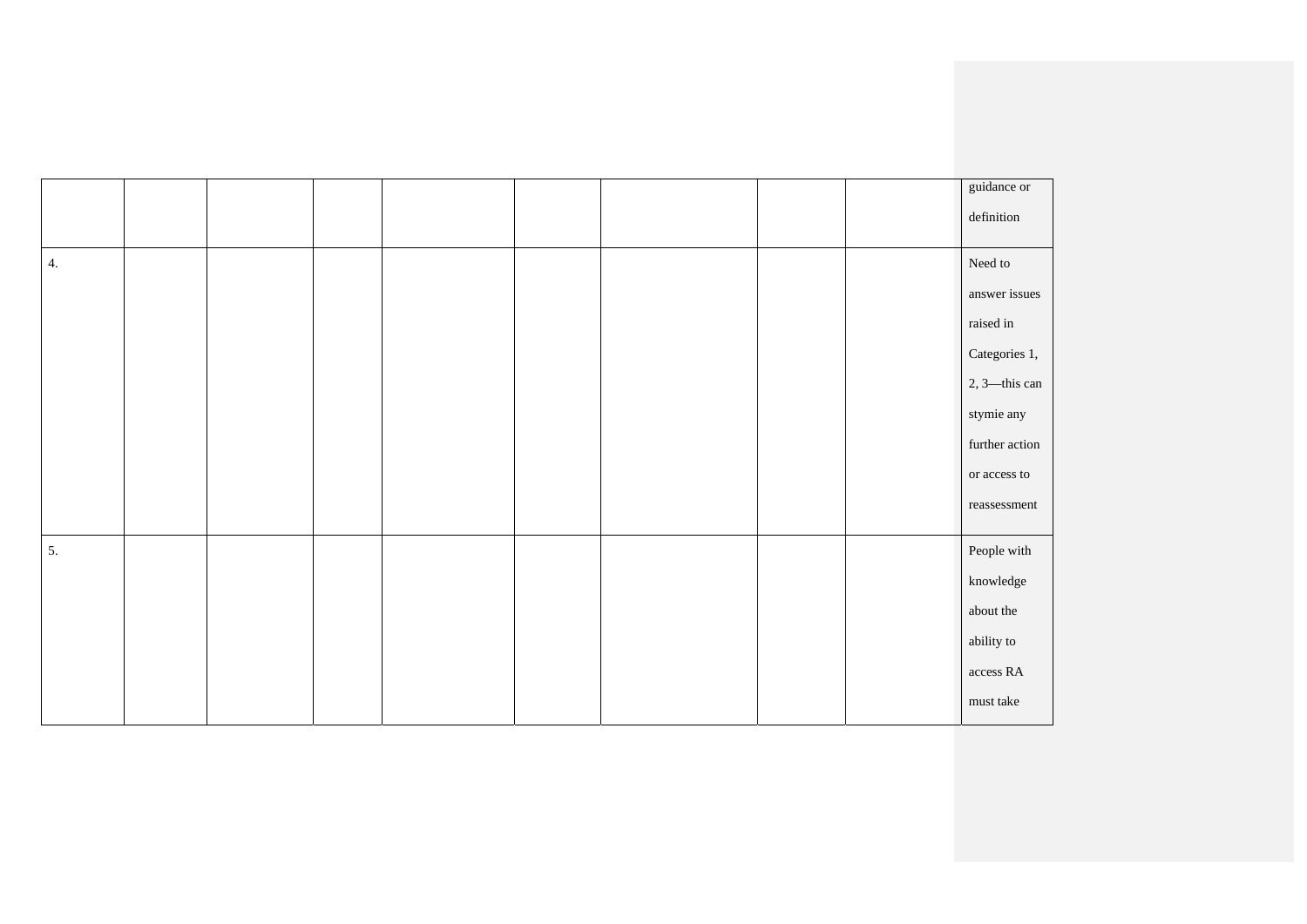| | | | | | | | | | |
|---|---|---|---|---|---|---|---|---|---|
| | | | | | | | | | guidance or definition |
| 4. | | | | | | | | | Need to answer issues raised in Categories 1, 2, 3—this can stymie any further action or access to reassessment |
| 5. | | | | | | | | | People with knowledge about the ability to access RA must take |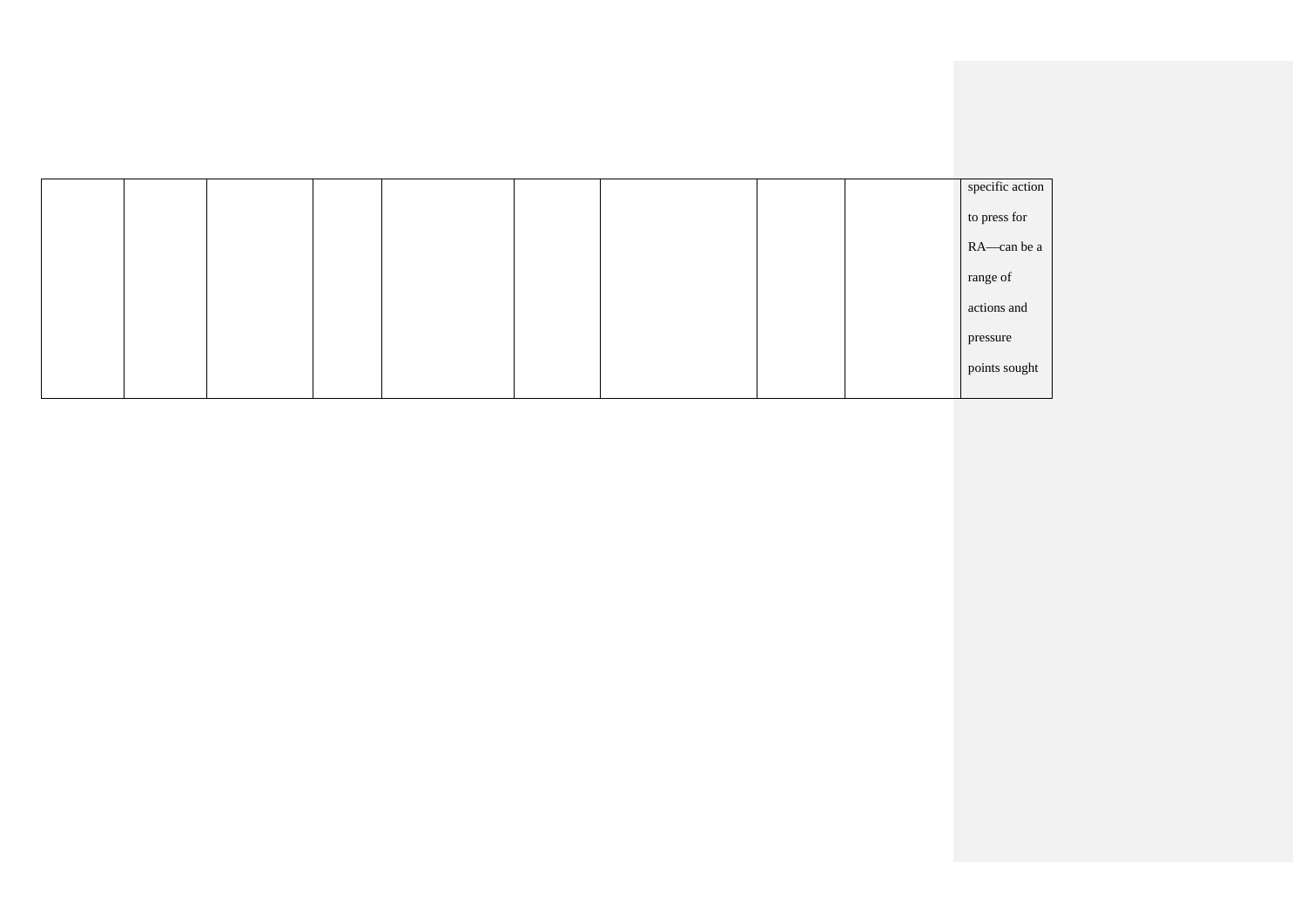| | | | | | | | | | |
|---|---|---|---|---|---|---|---|---|---|
| | | | | | | | | | specific action to press for RA—can be a range of actions and pressure points sought |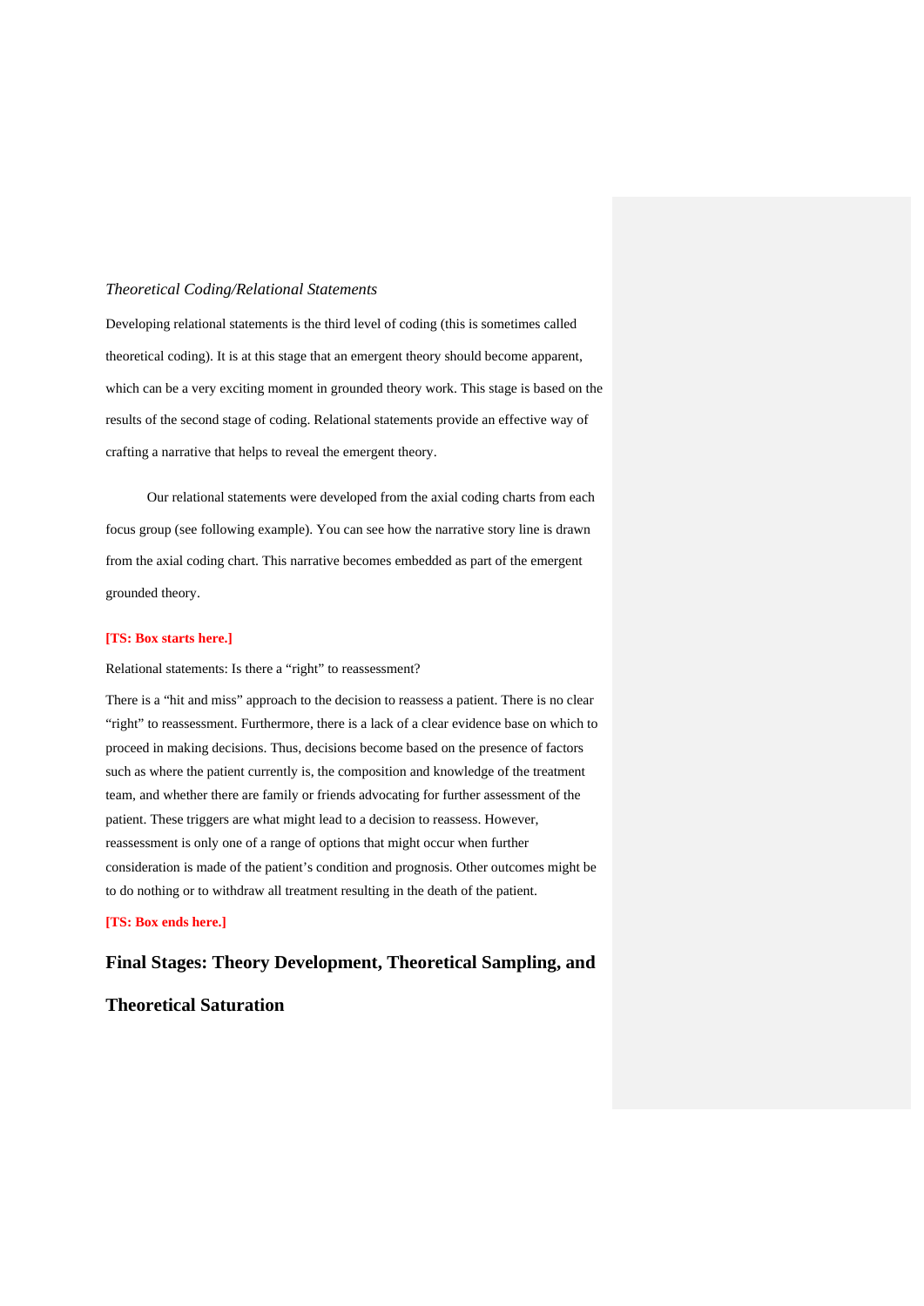*Theoretical Coding/Relational Statements*

Developing relational statements is the third level of coding (this is sometimes called theoretical coding). It is at this stage that an emergent theory should become apparent, which can be a very exciting moment in grounded theory work. This stage is based on the results of the second stage of coding. Relational statements provide an effective way of crafting a narrative that helps to reveal the emergent theory.

Our relational statements were developed from the axial coding charts from each focus group (see following example). You can see how the narrative story line is drawn from the axial coding chart. This narrative becomes embedded as part of the emergent grounded theory.

**[TS: Box starts here.]**

Relational statements: Is there a "right" to reassessment?

There is a "hit and miss" approach to the decision to reassess a patient. There is no clear "right" to reassessment. Furthermore, there is a lack of a clear evidence base on which to proceed in making decisions. Thus, decisions become based on the presence of factors such as where the patient currently is, the composition and knowledge of the treatment team, and whether there are family or friends advocating for further assessment of the patient. These triggers are what might lead to a decision to reassess. However, reassessment is only one of a range of options that might occur when further consideration is made of the patient's condition and prognosis. Other outcomes might be to do nothing or to withdraw all treatment resulting in the death of the patient.

**[TS: Box ends here.]**

## Final Stages: Theory Development, Theoretical Sampling, and Theoretical Saturation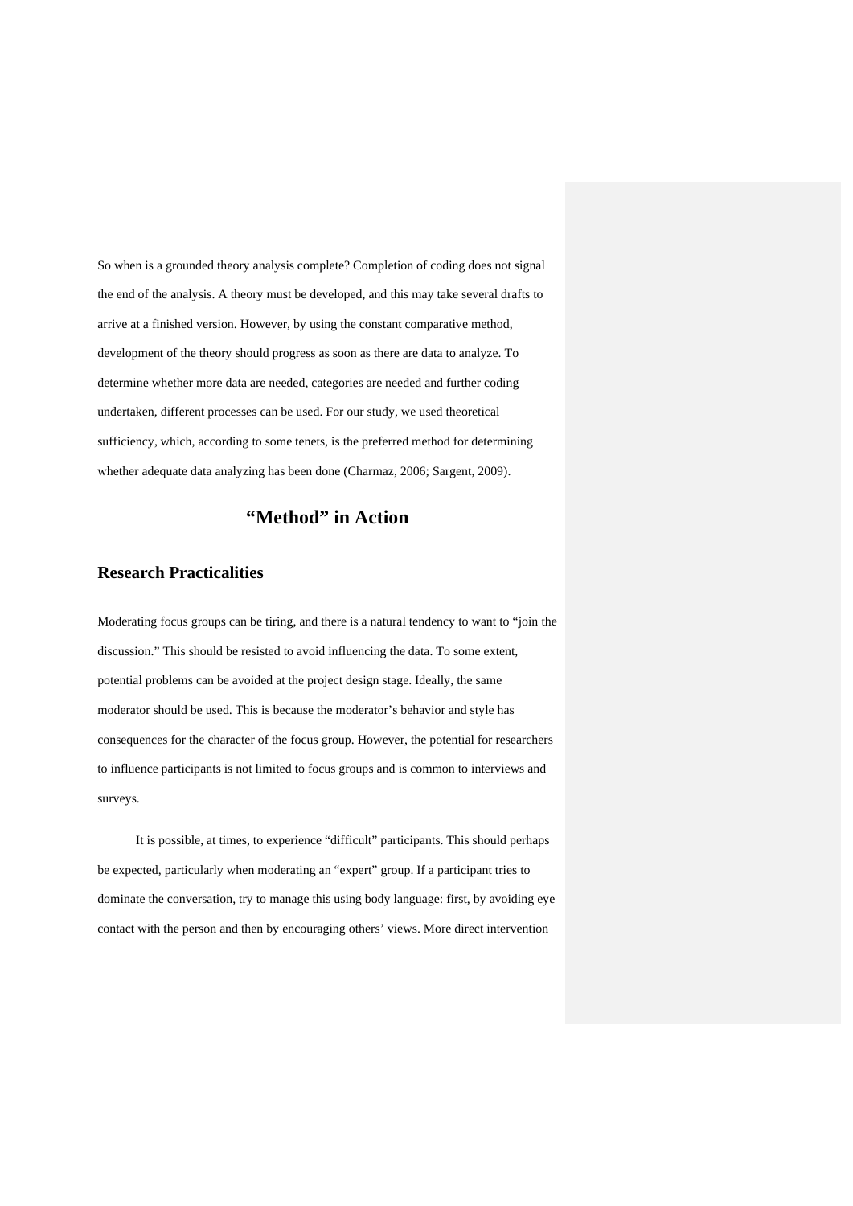So when is a grounded theory analysis complete? Completion of coding does not signal the end of the analysis. A theory must be developed, and this may take several drafts to arrive at a finished version. However, by using the constant comparative method, development of the theory should progress as soon as there are data to analyze. To determine whether more data are needed, categories are needed and further coding undertaken, different processes can be used. For our study, we used theoretical sufficiency, which, according to some tenets, is the preferred method for determining whether adequate data analyzing has been done (Charmaz, 2006; Sargent, 2009).

# “Method” in Action

## Research Practicalities

Moderating focus groups can be tiring, and there is a natural tendency to want to “join the discussion.” This should be resisted to avoid influencing the data. To some extent, potential problems can be avoided at the project design stage. Ideally, the same moderator should be used. This is because the moderator’s behavior and style has consequences for the character of the focus group. However, the potential for researchers to influence participants is not limited to focus groups and is common to interviews and surveys.

It is possible, at times, to experience “difficult” participants. This should perhaps be expected, particularly when moderating an “expert” group. If a participant tries to dominate the conversation, try to manage this using body language: first, by avoiding eye contact with the person and then by encouraging others’ views. More direct intervention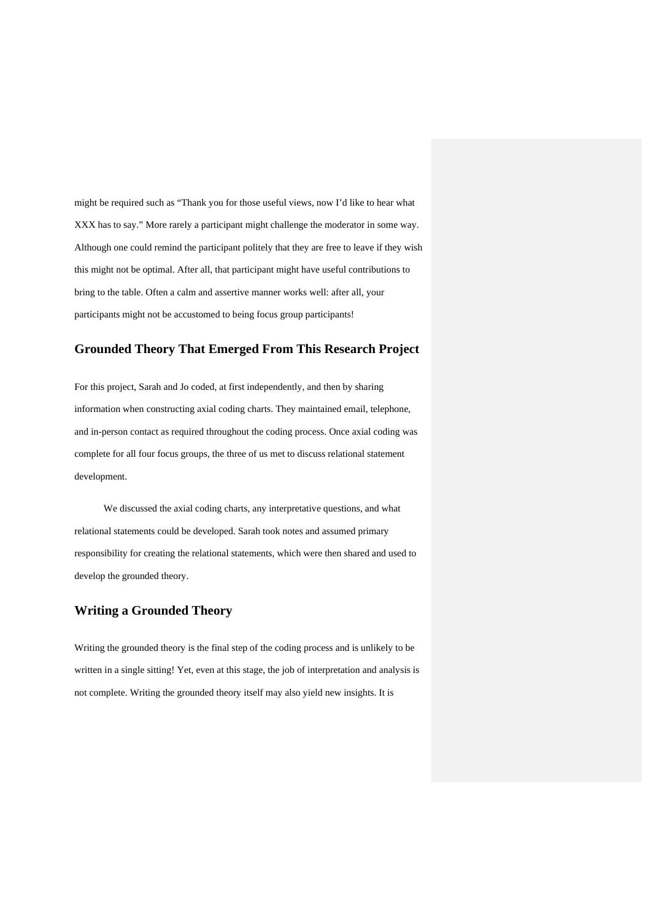might be required such as "Thank you for those useful views, now I'd like to hear what XXX has to say." More rarely a participant might challenge the moderator in some way. Although one could remind the participant politely that they are free to leave if they wish this might not be optimal. After all, that participant might have useful contributions to bring to the table. Often a calm and assertive manner works well: after all, your participants might not be accustomed to being focus group participants!

## Grounded Theory That Emerged From This Research Project

For this project, Sarah and Jo coded, at first independently, and then by sharing information when constructing axial coding charts. They maintained email, telephone, and in-person contact as required throughout the coding process. Once axial coding was complete for all four focus groups, the three of us met to discuss relational statement development.

We discussed the axial coding charts, any interpretative questions, and what relational statements could be developed. Sarah took notes and assumed primary responsibility for creating the relational statements, which were then shared and used to develop the grounded theory.

## Writing a Grounded Theory

Writing the grounded theory is the final step of the coding process and is unlikely to be written in a single sitting! Yet, even at this stage, the job of interpretation and analysis is not complete. Writing the grounded theory itself may also yield new insights. It is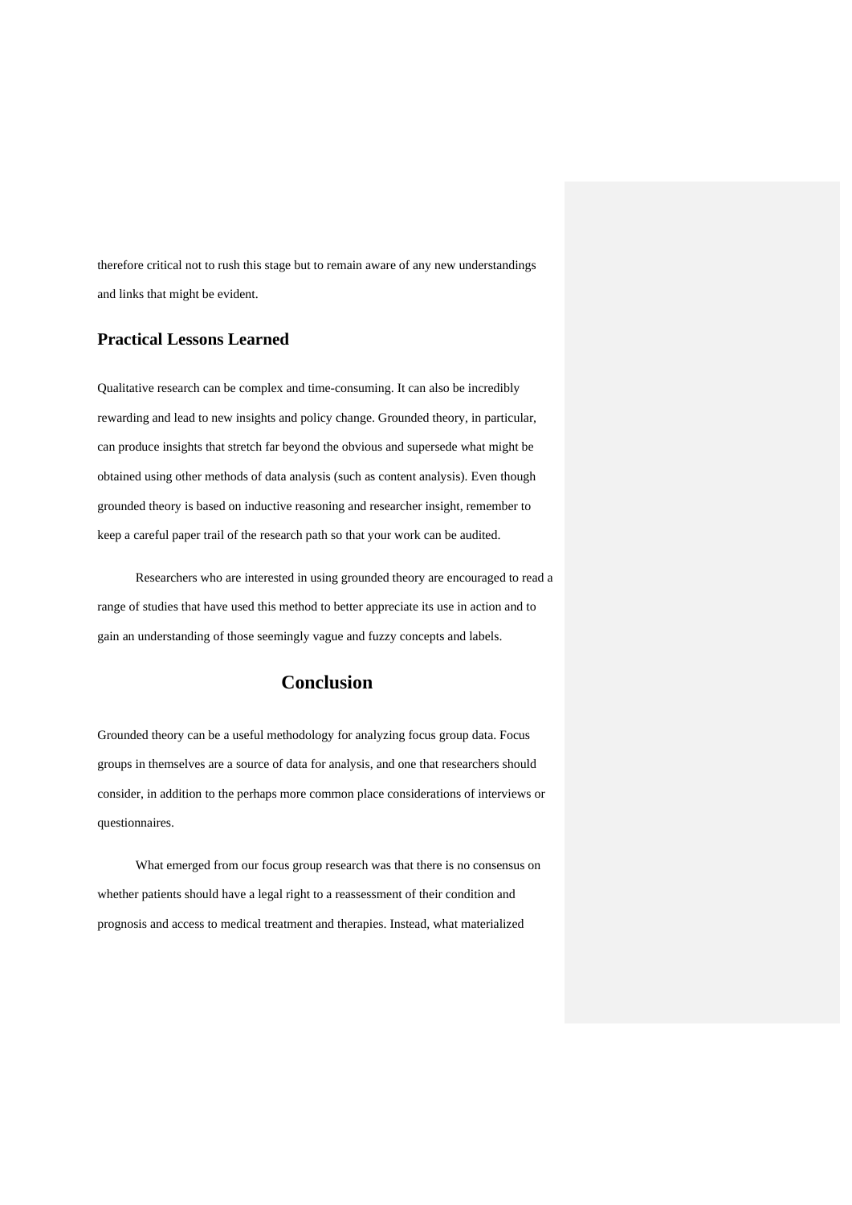therefore critical not to rush this stage but to remain aware of any new understandings and links that might be evident.

### Practical Lessons Learned

Qualitative research can be complex and time-consuming. It can also be incredibly rewarding and lead to new insights and policy change. Grounded theory, in particular, can produce insights that stretch far beyond the obvious and supersede what might be obtained using other methods of data analysis (such as content analysis). Even though grounded theory is based on inductive reasoning and researcher insight, remember to keep a careful paper trail of the research path so that your work can be audited.

Researchers who are interested in using grounded theory are encouraged to read a range of studies that have used this method to better appreciate its use in action and to gain an understanding of those seemingly vague and fuzzy concepts and labels.

## Conclusion

Grounded theory can be a useful methodology for analyzing focus group data. Focus groups in themselves are a source of data for analysis, and one that researchers should consider, in addition to the perhaps more common place considerations of interviews or questionnaires.

What emerged from our focus group research was that there is no consensus on whether patients should have a legal right to a reassessment of their condition and prognosis and access to medical treatment and therapies. Instead, what materialized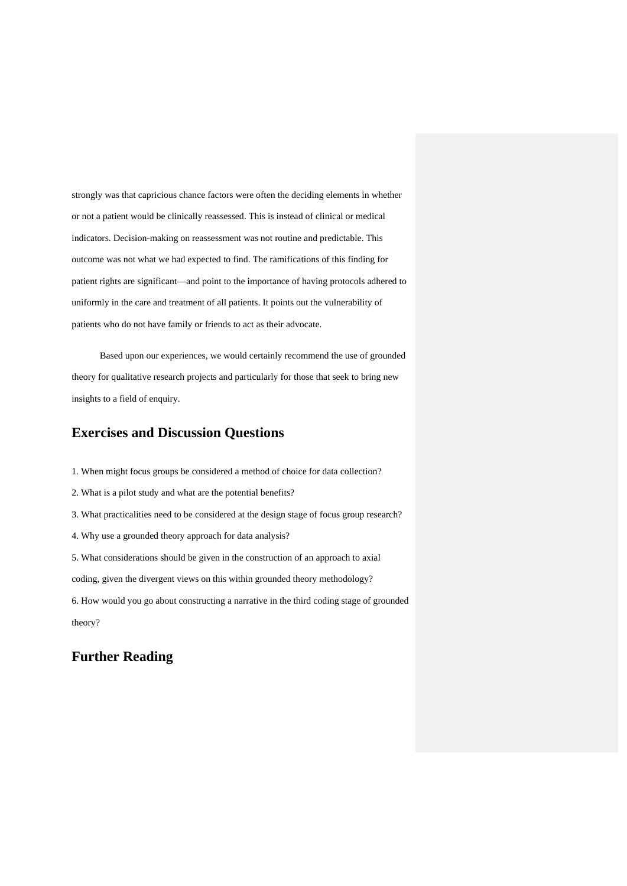strongly was that capricious chance factors were often the deciding elements in whether or not a patient would be clinically reassessed. This is instead of clinical or medical indicators. Decision-making on reassessment was not routine and predictable. This outcome was not what we had expected to find. The ramifications of this finding for patient rights are significant—and point to the importance of having protocols adhered to uniformly in the care and treatment of all patients. It points out the vulnerability of patients who do not have family or friends to act as their advocate.

Based upon our experiences, we would certainly recommend the use of grounded theory for qualitative research projects and particularly for those that seek to bring new insights to a field of enquiry.

## Exercises and Discussion Questions

1. When might focus groups be considered a method of choice for data collection?
2. What is a pilot study and what are the potential benefits?
3. What practicalities need to be considered at the design stage of focus group research?
4. Why use a grounded theory approach for data analysis?
5. What considerations should be given in the construction of an approach to axial coding, given the divergent views on this within grounded theory methodology?
6. How would you go about constructing a narrative in the third coding stage of grounded theory?

## Further Reading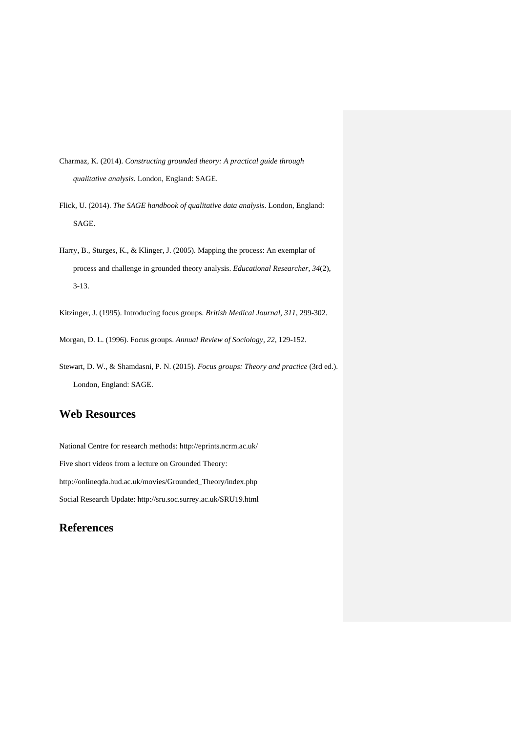Charmaz, K. (2014). *Constructing grounded theory: A practical guide through qualitative analysis*. London, England: SAGE.

Flick, U. (2014). *The SAGE handbook of qualitative data analysis*. London, England: SAGE.

Harry, B., Sturges, K., & Klinger, J. (2005). Mapping the process: An exemplar of process and challenge in grounded theory analysis. *Educational Researcher, 34*(2), 3-13.

Kitzinger, J. (1995). Introducing focus groups. *British Medical Journal, 311*, 299-302.

Morgan, D. L. (1996). Focus groups. *Annual Review of Sociology, 22*, 129-152.

Stewart, D. W., & Shamdasni, P. N. (2015). *Focus groups: Theory and practice* (3rd ed.). London, England: SAGE.

## Web Resources

National Centre for research methods: http://eprints.ncrm.ac.uk/

Five short videos from a lecture on Grounded Theory:

http://onlineqda.hud.ac.uk/movies/Grounded_Theory/index.php

Social Research Update: http://sru.soc.surrey.ac.uk/SRU19.html

## References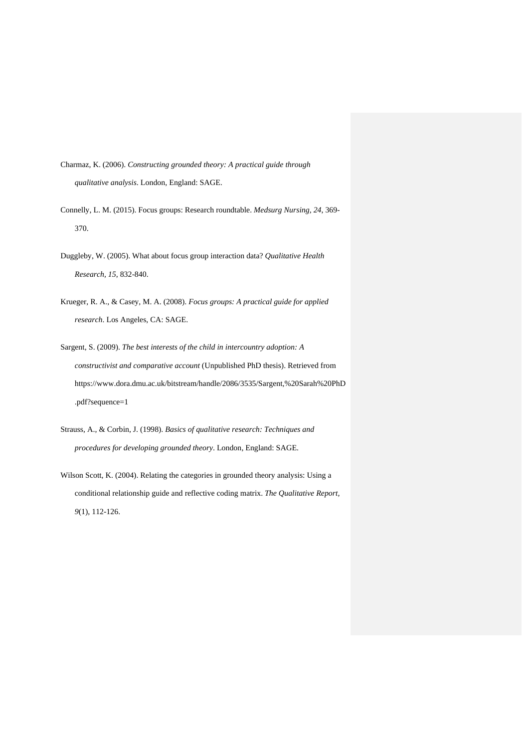Charmaz, K. (2006). *Constructing grounded theory: A practical guide through qualitative analysis*. London, England: SAGE.

Connelly, L. M. (2015). Focus groups: Research roundtable. *Medsurg Nursing, 24,* 369-370.

Duggleby, W. (2005). What about focus group interaction data? *Qualitative Health Research, 15,* 832-840.

Krueger, R. A., & Casey, M. A. (2008). *Focus groups: A practical guide for applied research*. Los Angeles, CA: SAGE.

Sargent, S. (2009). *The best interests of the child in intercountry adoption: A constructivist and comparative account* (Unpublished PhD thesis). Retrieved from https://www.dora.dmu.ac.uk/bitstream/handle/2086/3535/Sargent,%20Sarah%20PhD.pdf?sequence=1

Strauss, A., & Corbin, J. (1998). *Basics of qualitative research: Techniques and procedures for developing grounded theory*. London, England: SAGE.

Wilson Scott, K. (2004). Relating the categories in grounded theory analysis: Using a conditional relationship guide and reflective coding matrix. *The Qualitative Report, 9*(1), 112-126.